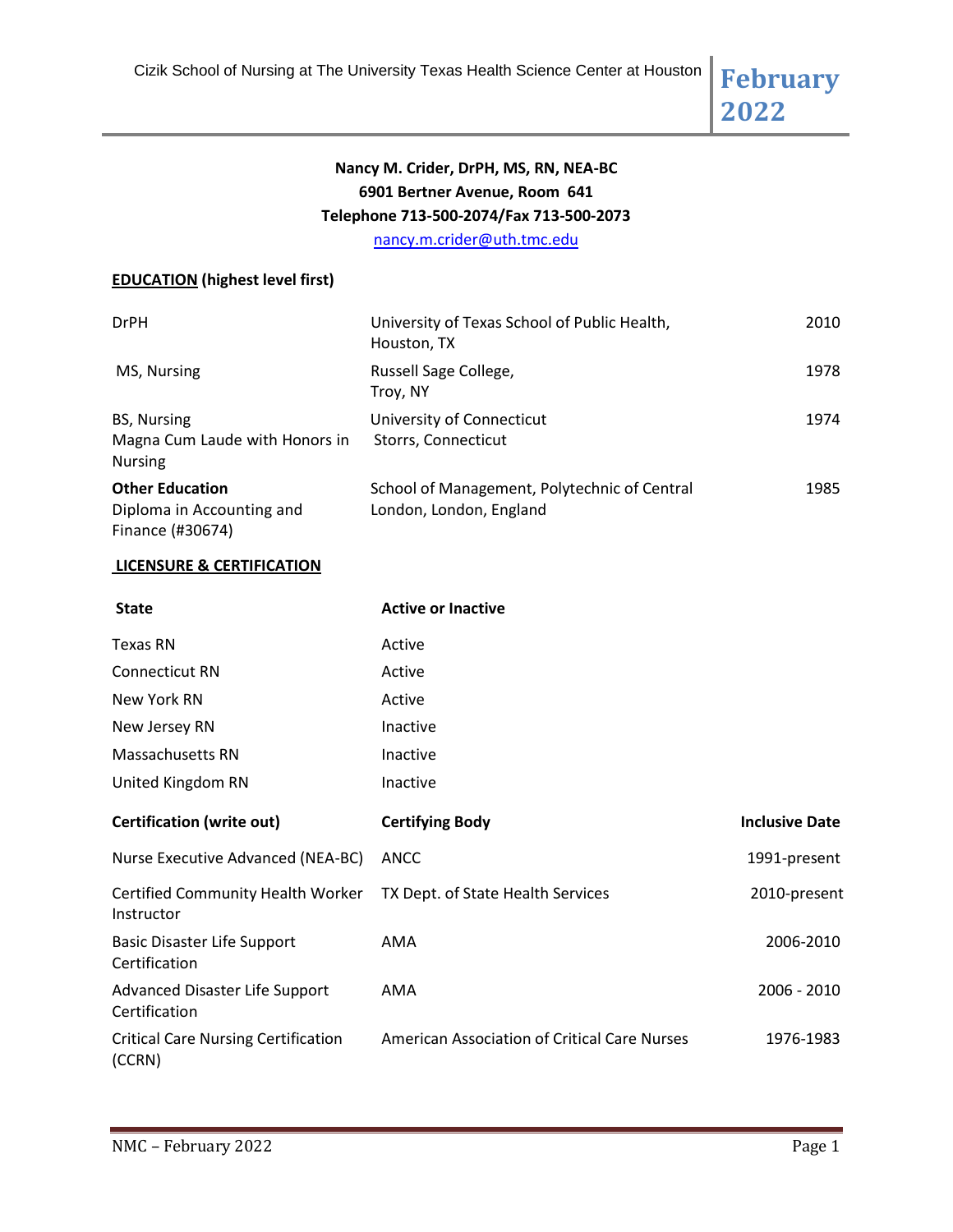**Nancy M. Crider, DrPH, MS, RN, NEA-BC**
**6901 Bertner Avenue, Room 641**
**Telephone 713-500-2074/Fax 713-500-2073**
nancy.m.crider@uth.tmc.edu

## EDUCATION (highest level first)

| | | |
|---|---|---|
| DrPH | University of Texas School of Public Health, Houston, TX | 2010 |
| MS, Nursing | Russell Sage College, Troy, NY | 1978 |
| BS, Nursing<br>Magna Cum Laude with Honors in Nursing | University of Connecticut Storrs, Connecticut | 1974 |
| **Other Education**<br>Diploma in Accounting and Finance (#30674) | School of Management, Polytechnic of Central London, London, England | 1985 |

## LICENSURE & CERTIFICATION

| State | Active or Inactive |
|---|---|
| Texas RN | Active |
| Connecticut RN | Active |
| New York RN | Active |
| New Jersey RN | Inactive |
| Massachusetts RN | Inactive |
| United Kingdom RN | Inactive |

| Certification (write out) | Certifying Body | Inclusive Date |
|---|---|---|
| Nurse Executive Advanced (NEA-BC) | ANCC | 1991-present |
| Certified Community Health Worker Instructor | TX Dept. of State Health Services | 2010-present |
| Basic Disaster Life Support Certification | AMA | 2006-2010 |
| Advanced Disaster Life Support Certification | AMA | 2006 - 2010 |
| Critical Care Nursing Certification (CCRN) | American Association of Critical Care Nurses | 1976-1983 |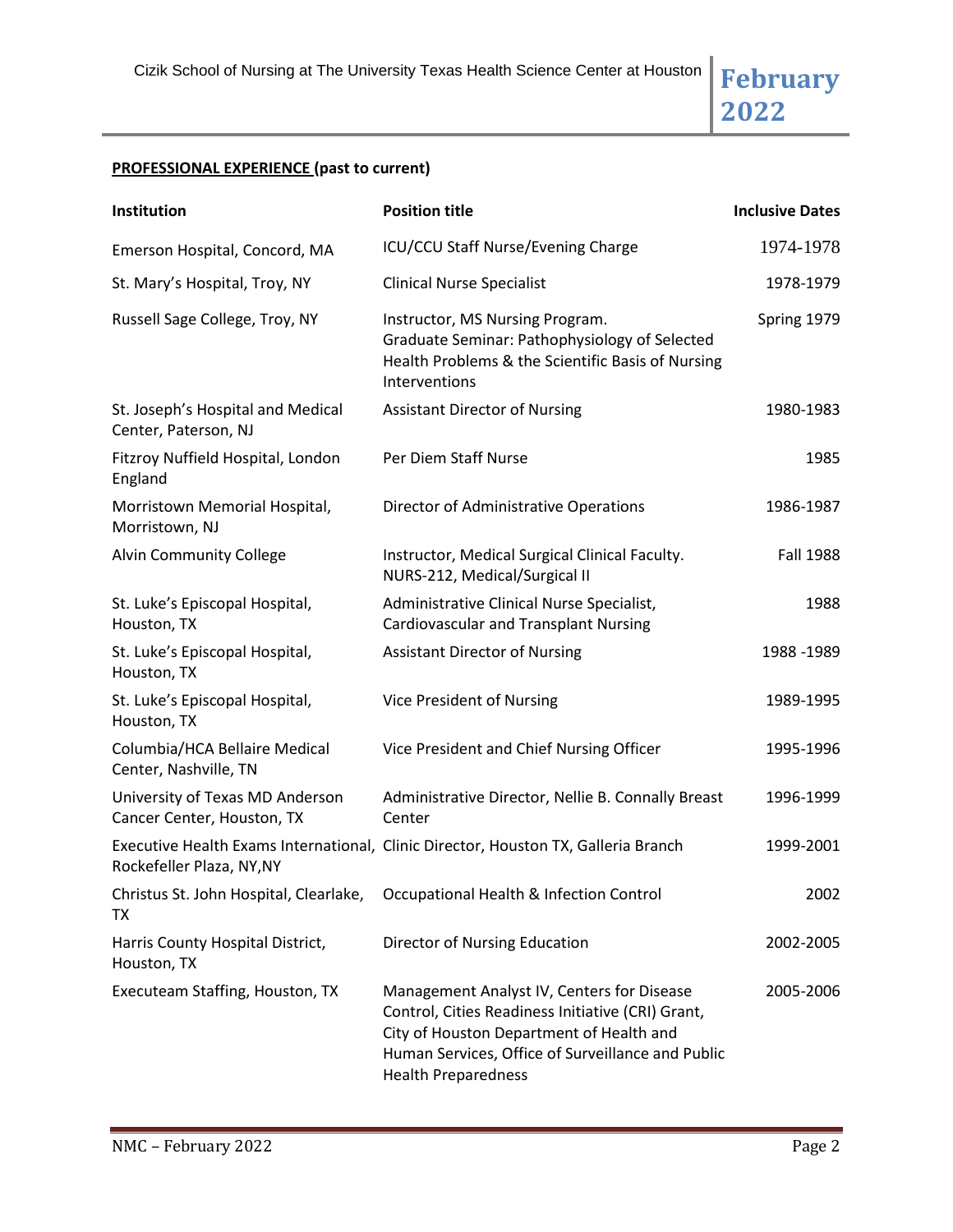**PROFESSIONAL EXPERIENCE (past to current)**

| Institution | Position title | Inclusive Dates |
| --- | --- | --- |
| Emerson Hospital, Concord, MA | ICU/CCU Staff Nurse/Evening Charge | 1974-1978 |
| St. Mary's Hospital, Troy, NY | Clinical Nurse Specialist | 1978-1979 |
| Russell Sage College, Troy, NY | Instructor, MS Nursing Program. Graduate Seminar: Pathophysiology of Selected Health Problems & the Scientific Basis of Nursing Interventions | Spring 1979 |
| St. Joseph's Hospital and Medical Center, Paterson, NJ | Assistant Director of Nursing | 1980-1983 |
| Fitzroy Nuffield Hospital, London England | Per Diem Staff Nurse | 1985 |
| Morristown Memorial Hospital, Morristown, NJ | Director of Administrative Operations | 1986-1987 |
| Alvin Community College | Instructor, Medical Surgical Clinical Faculty. NURS-212, Medical/Surgical II | Fall 1988 |
| St. Luke's Episcopal Hospital, Houston, TX | Administrative Clinical Nurse Specialist, Cardiovascular and Transplant Nursing | 1988 |
| St. Luke's Episcopal Hospital, Houston, TX | Assistant Director of Nursing | 1988 -1989 |
| St. Luke's Episcopal Hospital, Houston, TX | Vice President of Nursing | 1989-1995 |
| Columbia/HCA Bellaire Medical Center, Nashville, TN | Vice President and Chief Nursing Officer | 1995-1996 |
| University of Texas MD Anderson Cancer Center, Houston, TX | Administrative Director, Nellie B. Connally Breast Center | 1996-1999 |
| Executive Health Exams International, Rockefeller Plaza, NY,NY | Clinic Director, Houston TX, Galleria Branch | 1999-2001 |
| Christus St. John Hospital, Clearlake, TX | Occupational Health & Infection Control | 2002 |
| Harris County Hospital District, Houston, TX | Director of Nursing Education | 2002-2005 |
| Executeam Staffing, Houston, TX | Management Analyst IV, Centers for Disease Control, Cities Readiness Initiative (CRI) Grant, City of Houston Department of Health and Human Services, Office of Surveillance and Public Health Preparedness | 2005-2006 |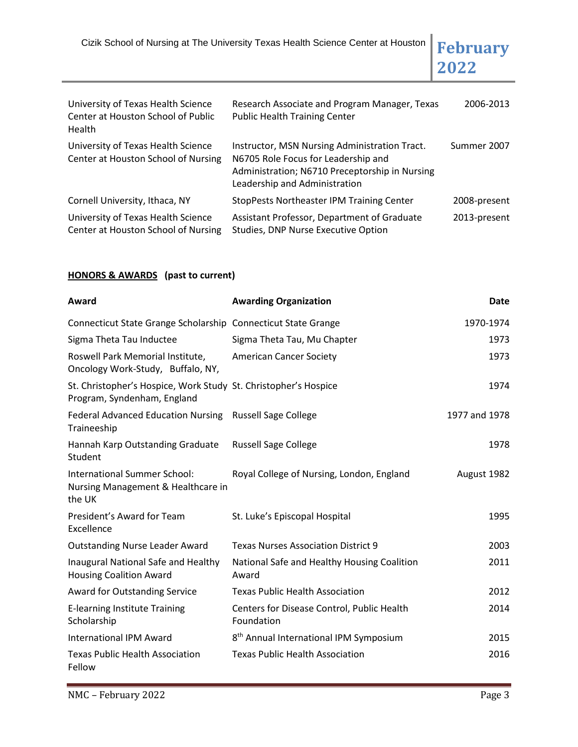| | | |
|---|---|---|
| University of Texas Health Science Center at Houston School of Public Health | Research Associate and Program Manager, Texas Public Health Training Center | 2006-2013 |
| University of Texas Health Science Center at Houston School of Nursing | Instructor, MSN Nursing Administration Tract. N6705 Role Focus for Leadership and Administration; N6710 Preceptorship in Nursing Leadership and Administration | Summer 2007 |
| Cornell University, Ithaca, NY | StopPests Northeaster IPM Training Center | 2008-present |
| University of Texas Health Science Center at Houston School of Nursing | Assistant Professor, Department of Graduate Studies, DNP Nurse Executive Option | 2013-present |

**HONORS & AWARDS** **(past to current)**

| Award | Awarding Organization | Date |
|---|---|---|
| Connecticut State Grange Scholarship | Connecticut State Grange | 1970-1974 |
| Sigma Theta Tau Inductee | Sigma Theta Tau, Mu Chapter | 1973 |
| Roswell Park Memorial Institute, Oncology Work-Study, Buffalo, NY, | American Cancer Society | 1973 |
| St. Christopher's Hospice, Work Study Program, Syndenham, England | St. Christopher's Hospice | 1974 |
| Federal Advanced Education Nursing Traineeship | Russell Sage College | 1977 and 1978 |
| Hannah Karp Outstanding Graduate Student | Russell Sage College | 1978 |
| International Summer School: Nursing Management & Healthcare in the UK | Royal College of Nursing, London, England | August 1982 |
| President's Award for Team Excellence | St. Luke's Episcopal Hospital | 1995 |
| Outstanding Nurse Leader Award | Texas Nurses Association District 9 | 2003 |
| Inaugural National Safe and Healthy Housing Coalition Award | National Safe and Healthy Housing Coalition Award | 2011 |
| Award for Outstanding Service | Texas Public Health Association | 2012 |
| E-learning Institute Training Scholarship | Centers for Disease Control, Public Health Foundation | 2014 |
| International IPM Award | 8th Annual International IPM Symposium | 2015 |
| Texas Public Health Association Fellow | Texas Public Health Association | 2016 |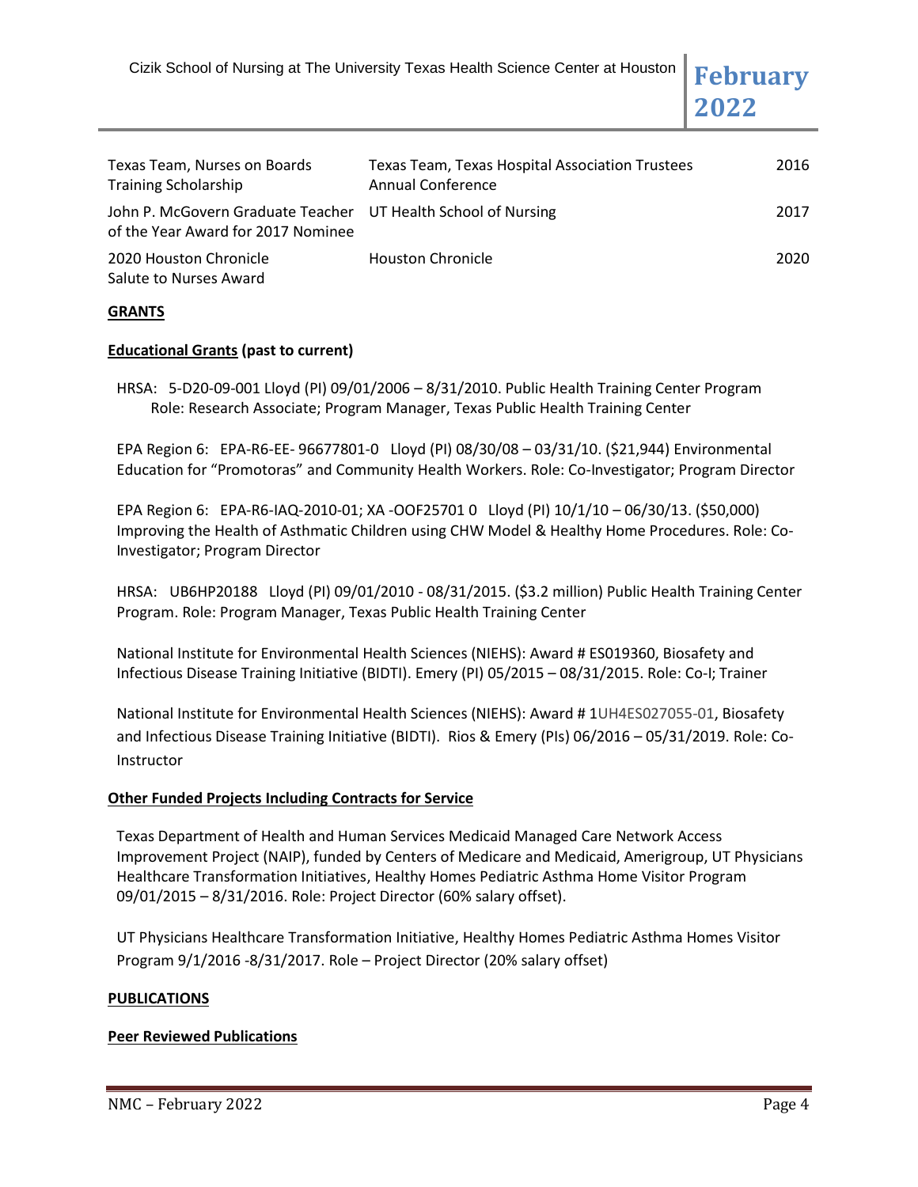| | | |
|---|---|---|
| Texas Team, Nurses on Boards Training Scholarship | Texas Team, Texas Hospital Association Trustees Annual Conference | 2016 |
| John P. McGovern Graduate Teacher of the Year Award for 2017 Nominee | UT Health School of Nursing | 2017 |
| 2020 Houston Chronicle Salute to Nurses Award | Houston Chronicle | 2020 |

**GRANTS**

**Educational Grants (past to current)**

HRSA: 5-D20-09-001 Lloyd (PI) 09/01/2006 – 8/31/2010. Public Health Training Center Program Role: Research Associate; Program Manager, Texas Public Health Training Center

EPA Region 6: EPA-R6-EE- 96677801-0 Lloyd (PI) 08/30/08 – 03/31/10. ($21,944) Environmental Education for "Promotoras" and Community Health Workers. Role: Co-Investigator; Program Director

EPA Region 6: EPA-R6-IAQ-2010-01; XA -OOF25701 0 Lloyd (PI) 10/1/10 – 06/30/13. ($50,000) Improving the Health of Asthmatic Children using CHW Model & Healthy Home Procedures. Role: Co-Investigator; Program Director

HRSA: UB6HP20188 Lloyd (PI) 09/01/2010 - 08/31/2015. ($3.2 million) Public Health Training Center Program. Role: Program Manager, Texas Public Health Training Center

National Institute for Environmental Health Sciences (NIEHS): Award # ES019360, Biosafety and Infectious Disease Training Initiative (BIDTI). Emery (PI) 05/2015 – 08/31/2015. Role: Co-I; Trainer

National Institute for Environmental Health Sciences (NIEHS): Award # 1UH4ES027055-01, Biosafety and Infectious Disease Training Initiative (BIDTI). Rios & Emery (PIs) 06/2016 – 05/31/2019. Role: Co-Instructor

**Other Funded Projects Including Contracts for Service**

Texas Department of Health and Human Services Medicaid Managed Care Network Access Improvement Project (NAIP), funded by Centers of Medicare and Medicaid, Amerigroup, UT Physicians Healthcare Transformation Initiatives, Healthy Homes Pediatric Asthma Home Visitor Program 09/01/2015 – 8/31/2016. Role: Project Director (60% salary offset).

UT Physicians Healthcare Transformation Initiative, Healthy Homes Pediatric Asthma Homes Visitor Program 9/1/2016 -8/31/2017. Role – Project Director (20% salary offset)

**PUBLICATIONS**

**Peer Reviewed Publications**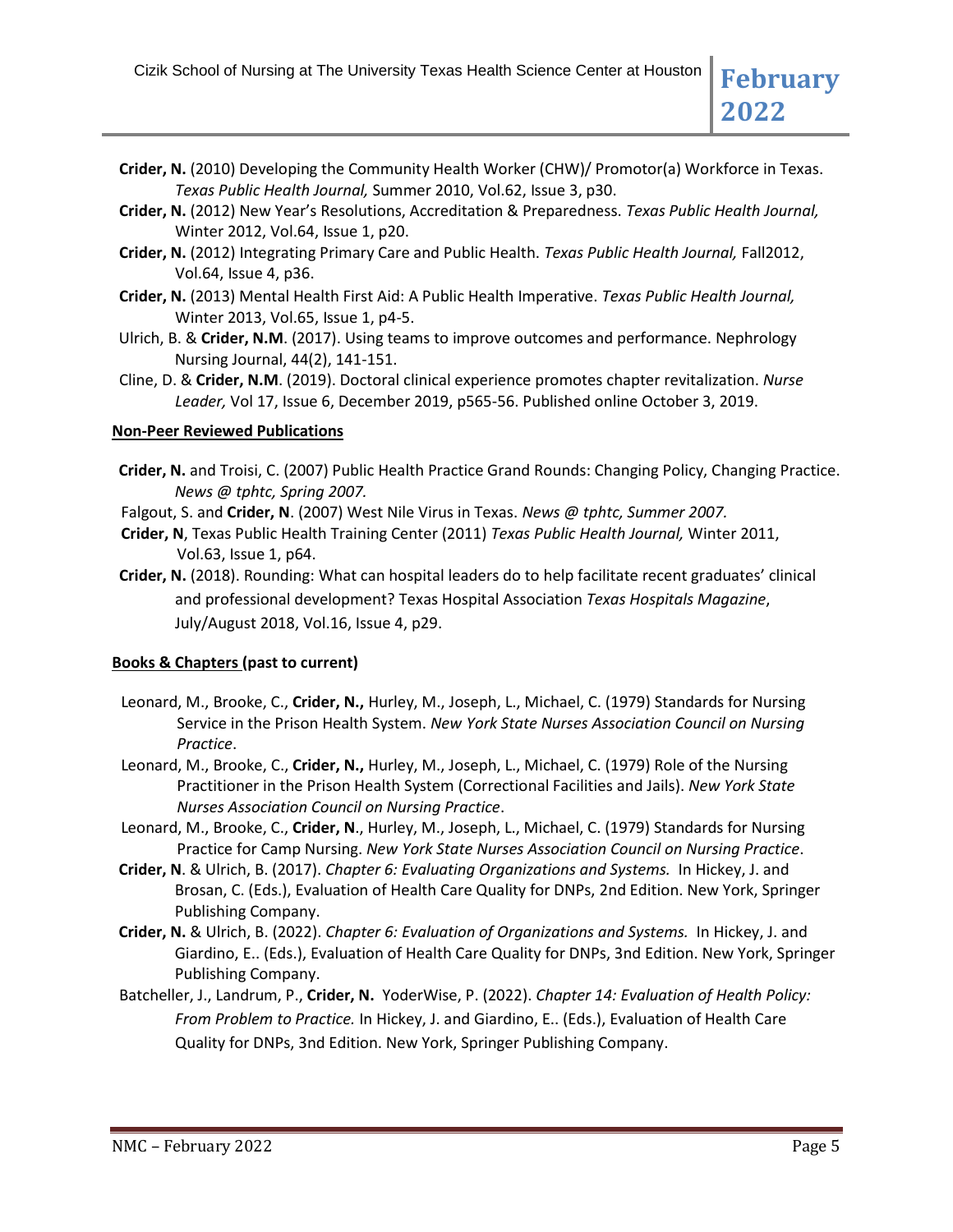**Crider, N.** (2010) Developing the Community Health Worker (CHW)/ Promotor(a) Workforce in Texas. *Texas Public Health Journal,* Summer 2010, Vol.62, Issue 3, p30.

**Crider, N.** (2012) New Year's Resolutions, Accreditation & Preparedness. *Texas Public Health Journal,* Winter 2012, Vol.64, Issue 1, p20.

**Crider, N.** (2012) Integrating Primary Care and Public Health. *Texas Public Health Journal,* Fall2012, Vol.64, Issue 4, p36.

**Crider, N.** (2013) Mental Health First Aid: A Public Health Imperative. *Texas Public Health Journal,* Winter 2013, Vol.65, Issue 1, p4-5.

Ulrich, B. & **Crider, N.M**. (2017). Using teams to improve outcomes and performance. Nephrology Nursing Journal, 44(2), 141-151.

Cline, D. & **Crider, N.M**. (2019). Doctoral clinical experience promotes chapter revitalization. *Nurse Leader,* Vol 17, Issue 6, December 2019, p565-56. Published online October 3, 2019.

**Non-Peer Reviewed Publications**

**Crider, N.** and Troisi, C. (2007) Public Health Practice Grand Rounds: Changing Policy, Changing Practice. *News @ tphtc, Spring 2007.*

Falgout, S. and **Crider, N**. (2007) West Nile Virus in Texas. *News @ tphtc, Summer 2007.*

**Crider, N**, Texas Public Health Training Center (2011) *Texas Public Health Journal,* Winter 2011, Vol.63, Issue 1, p64.

**Crider, N.** (2018). Rounding: What can hospital leaders do to help facilitate recent graduates' clinical and professional development? Texas Hospital Association *Texas Hospitals Magazine*, July/August 2018, Vol.16, Issue 4, p29.

**Books & Chapters (past to current)**

Leonard, M., Brooke, C., **Crider, N.,** Hurley, M., Joseph, L., Michael, C. (1979) Standards for Nursing Service in the Prison Health System. *New York State Nurses Association Council on Nursing Practice*.

Leonard, M., Brooke, C., **Crider, N.,** Hurley, M., Joseph, L., Michael, C. (1979) Role of the Nursing Practitioner in the Prison Health System (Correctional Facilities and Jails). *New York State Nurses Association Council on Nursing Practice*.

Leonard, M., Brooke, C., **Crider, N**., Hurley, M., Joseph, L., Michael, C. (1979) Standards for Nursing Practice for Camp Nursing. *New York State Nurses Association Council on Nursing Practice*.

**Crider, N**. & Ulrich, B. (2017). *Chapter 6: Evaluating Organizations and Systems.* In Hickey, J. and Brosan, C. (Eds.), Evaluation of Health Care Quality for DNPs, 2nd Edition. New York, Springer Publishing Company.

**Crider, N.** & Ulrich, B. (2022). *Chapter 6: Evaluation of Organizations and Systems.* In Hickey, J. and Giardino, E.. (Eds.), Evaluation of Health Care Quality for DNPs, 3nd Edition. New York, Springer Publishing Company.

Batcheller, J., Landrum, P., **Crider, N.** YoderWise, P. (2022). *Chapter 14: Evaluation of Health Policy: From Problem to Practice.* In Hickey, J. and Giardino, E.. (Eds.), Evaluation of Health Care Quality for DNPs, 3nd Edition. New York, Springer Publishing Company.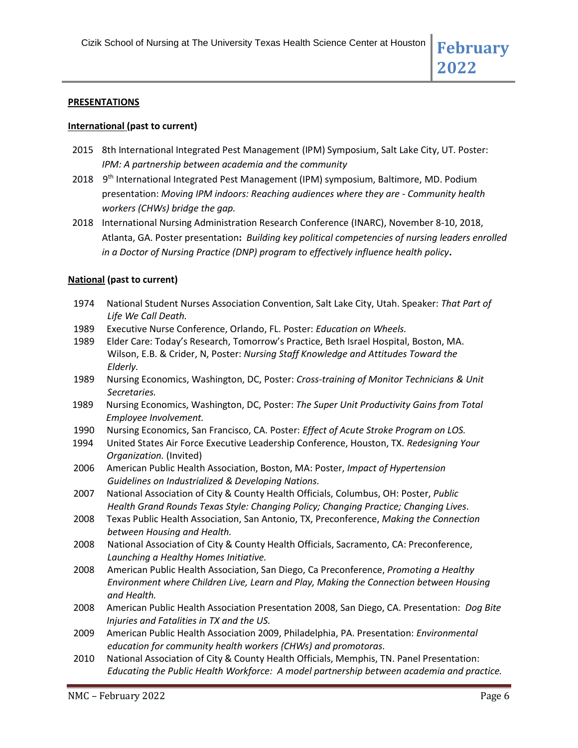**PRESENTATIONS**

**International (past to current)**

- 2015 8th International Integrated Pest Management (IPM) Symposium, Salt Lake City, UT. Poster: *IPM: A partnership between academia and the community*
- 2018 9th International Integrated Pest Management (IPM) symposium, Baltimore, MD. Podium presentation: *Moving IPM indoors: Reaching audiences where they are - Community health workers (CHWs) bridge the gap.*
- 2018 International Nursing Administration Research Conference (INARC), November 8-10, 2018, Atlanta, GA. Poster presentation**:** *Building key political competencies of nursing leaders enrolled in a Doctor of Nursing Practice (DNP) program to effectively influence health policy***.**

**National (past to current)**

- 1974 National Student Nurses Association Convention, Salt Lake City, Utah. Speaker: *That Part of Life We Call Death.*
- 1989 Executive Nurse Conference, Orlando, FL. Poster: *Education on Wheels.*
- 1989 Elder Care: Today's Research, Tomorrow's Practice, Beth Israel Hospital, Boston, MA. Wilson, E.B. & Crider, N, Poster: *Nursing Staff Knowledge and Attitudes Toward the Elderly.*
- 1989 Nursing Economics, Washington, DC, Poster: *Cross-training of Monitor Technicians & Unit Secretaries.*
- 1989 Nursing Economics, Washington, DC, Poster: *The Super Unit Productivity Gains from Total Employee Involvement.*
- 1990 Nursing Economics, San Francisco, CA. Poster: *Effect of Acute Stroke Program on LOS.*
- 1994 United States Air Force Executive Leadership Conference, Houston, TX. *Redesigning Your Organization.* (Invited)
- 2006 American Public Health Association, Boston, MA: Poster, *Impact of Hypertension Guidelines on Industrialized & Developing Nations.*
- 2007 National Association of City & County Health Officials, Columbus, OH: Poster, *Public Health Grand Rounds Texas Style: Changing Policy; Changing Practice; Changing Lives*.
- 2008 Texas Public Health Association, San Antonio, TX, Preconference, *Making the Connection between Housing and Health.*
- 2008 National Association of City & County Health Officials, Sacramento, CA: Preconference, *Launching a Healthy Homes Initiative.*
- 2008 American Public Health Association, San Diego, Ca Preconference, *Promoting a Healthy Environment where Children Live, Learn and Play, Making the Connection between Housing and Health.*
- 2008 American Public Health Association Presentation 2008, San Diego, CA. Presentation: *Dog Bite Injuries and Fatalities in TX and the US.*
- 2009 American Public Health Association 2009, Philadelphia, PA. Presentation: *Environmental education for community health workers (CHWs) and promotoras.*
- 2010 National Association of City & County Health Officials, Memphis, TN. Panel Presentation: *Educating the Public Health Workforce: A model partnership between academia and practice.*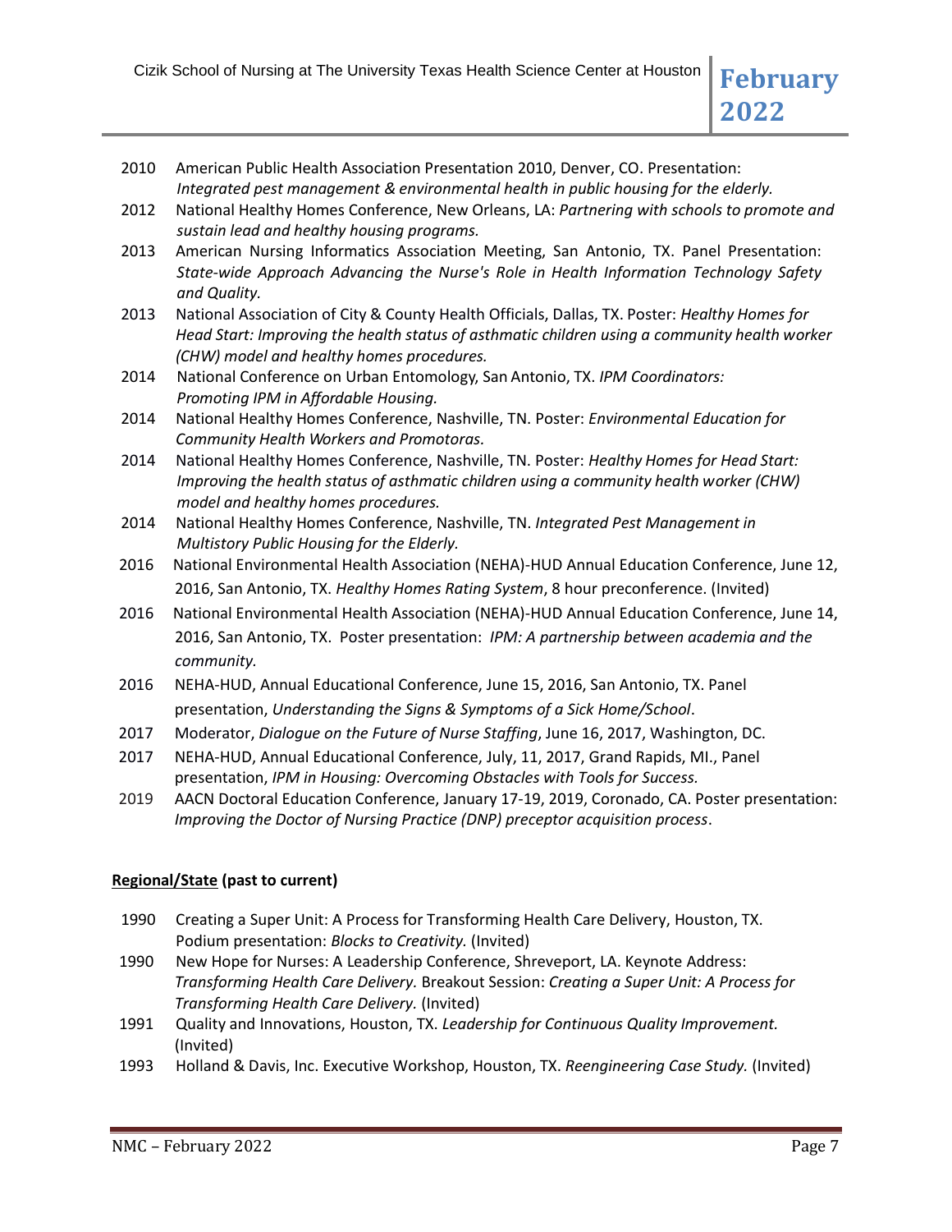2010 American Public Health Association Presentation 2010, Denver, CO. Presentation: *Integrated pest management & environmental health in public housing for the elderly.*

2012 National Healthy Homes Conference, New Orleans, LA: *Partnering with schools to promote and sustain lead and healthy housing programs.*

2013 American Nursing Informatics Association Meeting, San Antonio, TX. Panel Presentation: *State-wide Approach Advancing the Nurse's Role in Health Information Technology Safety and Quality.*

2013 National Association of City & County Health Officials, Dallas, TX. Poster: *Healthy Homes for Head Start: Improving the health status of asthmatic children using a community health worker (CHW) model and healthy homes procedures.*

2014 National Conference on Urban Entomology, San Antonio, TX. *IPM Coordinators: Promoting IPM in Affordable Housing.*

2014 National Healthy Homes Conference, Nashville, TN. Poster: *Environmental Education for Community Health Workers and Promotoras.*

2014 National Healthy Homes Conference, Nashville, TN. Poster: *Healthy Homes for Head Start: Improving the health status of asthmatic children using a community health worker (CHW) model and healthy homes procedures.*

2014 National Healthy Homes Conference, Nashville, TN. *Integrated Pest Management in Multistory Public Housing for the Elderly.*

2016 National Environmental Health Association (NEHA)-HUD Annual Education Conference, June 12, 2016, San Antonio, TX. *Healthy Homes Rating System*, 8 hour preconference. (Invited)

2016 National Environmental Health Association (NEHA)-HUD Annual Education Conference, June 14, 2016, San Antonio, TX. Poster presentation: *IPM: A partnership between academia and the community.*

2016 NEHA-HUD, Annual Educational Conference, June 15, 2016, San Antonio, TX. Panel presentation, *Understanding the Signs & Symptoms of a Sick Home/School*.

2017 Moderator, *Dialogue on the Future of Nurse Staffing*, June 16, 2017, Washington, DC.

2017 NEHA-HUD, Annual Educational Conference, July, 11, 2017, Grand Rapids, MI., Panel presentation, *IPM in Housing: Overcoming Obstacles with Tools for Success.*

2019 AACN Doctoral Education Conference, January 17-19, 2019, Coronado, CA. Poster presentation: *Improving the Doctor of Nursing Practice (DNP) preceptor acquisition process*.

**<u>Regional/State</u> (past to current)**

1990 Creating a Super Unit: A Process for Transforming Health Care Delivery, Houston, TX. Podium presentation: *Blocks to Creativity.* (Invited)

1990 New Hope for Nurses: A Leadership Conference, Shreveport, LA. Keynote Address: *Transforming Health Care Delivery.* Breakout Session: *Creating a Super Unit: A Process for Transforming Health Care Delivery.* (Invited)

1991 Quality and Innovations, Houston, TX. *Leadership for Continuous Quality Improvement.* (Invited)

1993 Holland & Davis, Inc. Executive Workshop, Houston, TX. *Reengineering Case Study.* (Invited)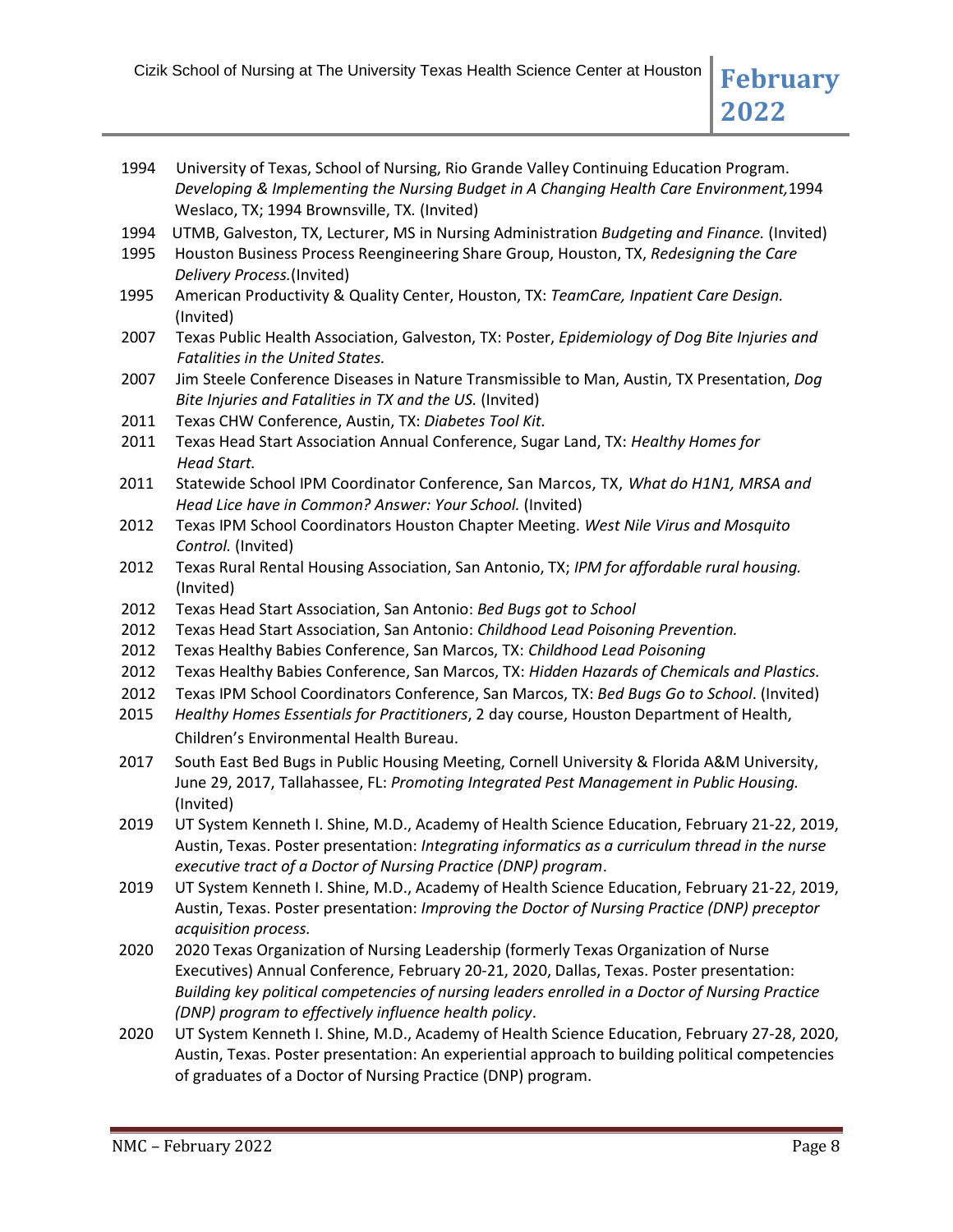1994 University of Texas, School of Nursing, Rio Grande Valley Continuing Education Program. *Developing & Implementing the Nursing Budget in A Changing Health Care Environment,*1994 Weslaco, TX; 1994 Brownsville, TX. (Invited)

1994 UTMB, Galveston, TX, Lecturer, MS in Nursing Administration *Budgeting and Finance.* (Invited)

1995 Houston Business Process Reengineering Share Group, Houston, TX, *Redesigning the Care Delivery Process.*(Invited)

1995 American Productivity & Quality Center, Houston, TX: *TeamCare, Inpatient Care Design.* (Invited)

2007 Texas Public Health Association, Galveston, TX: Poster, *Epidemiology of Dog Bite Injuries and Fatalities in the United States.*

2007 Jim Steele Conference Diseases in Nature Transmissible to Man, Austin, TX Presentation, *Dog Bite Injuries and Fatalities in TX and the US.* (Invited)

2011 Texas CHW Conference, Austin, TX: *Diabetes Tool Kit.*

2011 Texas Head Start Association Annual Conference, Sugar Land, TX: *Healthy Homes for Head Start.*

2011 Statewide School IPM Coordinator Conference, San Marcos, TX, *What do H1N1, MRSA and Head Lice have in Common? Answer: Your School.* (Invited)

2012 Texas IPM School Coordinators Houston Chapter Meeting. *West Nile Virus and Mosquito Control.* (Invited)

2012 Texas Rural Rental Housing Association, San Antonio, TX; *IPM for affordable rural housing.* (Invited)

2012 Texas Head Start Association, San Antonio: *Bed Bugs got to School*

2012 Texas Head Start Association, San Antonio: *Childhood Lead Poisoning Prevention.*

2012 Texas Healthy Babies Conference, San Marcos, TX: *Childhood Lead Poisoning*

2012 Texas Healthy Babies Conference, San Marcos, TX: *Hidden Hazards of Chemicals and Plastics.*

2012 Texas IPM School Coordinators Conference, San Marcos, TX: *Bed Bugs Go to School*. (Invited)

2015 *Healthy Homes Essentials for Practitioners*, 2 day course, Houston Department of Health, Children's Environmental Health Bureau.

2017 South East Bed Bugs in Public Housing Meeting, Cornell University & Florida A&M University, June 29, 2017, Tallahassee, FL: *Promoting Integrated Pest Management in Public Housing.* (Invited)

2019 UT System Kenneth I. Shine, M.D., Academy of Health Science Education, February 21-22, 2019, Austin, Texas. Poster presentation: *Integrating informatics as a curriculum thread in the nurse executive tract of a Doctor of Nursing Practice (DNP) program*.

2019 UT System Kenneth I. Shine, M.D., Academy of Health Science Education, February 21-22, 2019, Austin, Texas. Poster presentation: *Improving the Doctor of Nursing Practice (DNP) preceptor acquisition process.*

2020 2020 Texas Organization of Nursing Leadership (formerly Texas Organization of Nurse Executives) Annual Conference, February 20-21, 2020, Dallas, Texas. Poster presentation: *Building key political competencies of nursing leaders enrolled in a Doctor of Nursing Practice (DNP) program to effectively influence health policy*.

2020 UT System Kenneth I. Shine, M.D., Academy of Health Science Education, February 27-28, 2020, Austin, Texas. Poster presentation: An experiential approach to building political competencies of graduates of a Doctor of Nursing Practice (DNP) program.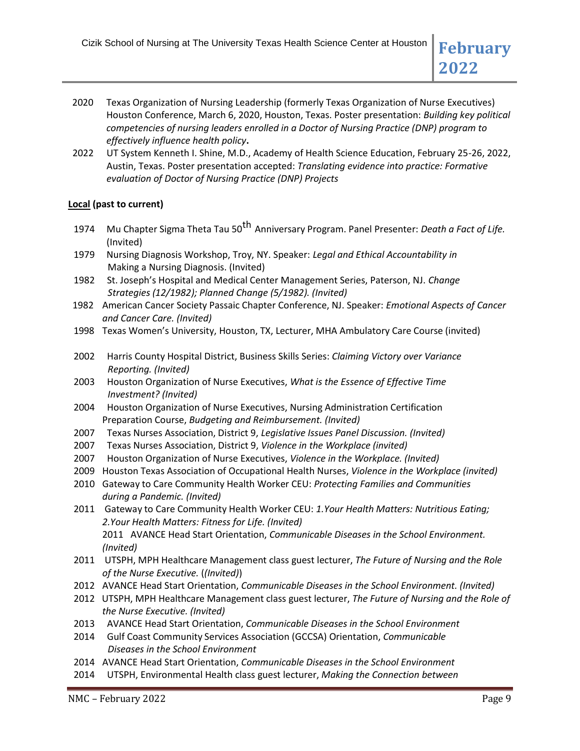2020 Texas Organization of Nursing Leadership (formerly Texas Organization of Nurse Executives) Houston Conference, March 6, 2020, Houston, Texas. Poster presentation: *Building key political competencies of nursing leaders enrolled in a Doctor of Nursing Practice (DNP) program to effectively influence health policy***.**

2022 UT System Kenneth I. Shine, M.D., Academy of Health Science Education, February 25-26, 2022, Austin, Texas. Poster presentation accepted: *Translating evidence into practice: Formative evaluation of Doctor of Nursing Practice (DNP) Projects*

**Local (past to current)**

1974 Mu Chapter Sigma Theta Tau 50th Anniversary Program. Panel Presenter: *Death a Fact of Life.* (Invited)

1979 Nursing Diagnosis Workshop, Troy, NY. Speaker: *Legal and Ethical Accountability in Making a Nursing Diagnosis.* (Invited)

1982 St. Joseph's Hospital and Medical Center Management Series, Paterson, NJ. *Change Strategies (12/1982); Planned Change (5/1982). (Invited)*

1982 American Cancer Society Passaic Chapter Conference, NJ. Speaker: *Emotional Aspects of Cancer and Cancer Care. (Invited)*

1998 Texas Women's University, Houston, TX, Lecturer, MHA Ambulatory Care Course (invited)

2002 Harris County Hospital District, Business Skills Series: *Claiming Victory over Variance Reporting. (Invited)*

2003 Houston Organization of Nurse Executives, *What is the Essence of Effective Time Investment? (Invited)*

2004 Houston Organization of Nurse Executives, Nursing Administration Certification Preparation Course, *Budgeting and Reimbursement. (Invited)*

2007 Texas Nurses Association, District 9, *Legislative Issues Panel Discussion. (Invited)*

2007 Texas Nurses Association, District 9, *Violence in the Workplace (invited)*

2007 Houston Organization of Nurse Executives, *Violence in the Workplace. (Invited)*

2009 Houston Texas Association of Occupational Health Nurses, *Violence in the Workplace (invited)*

2010 Gateway to Care Community Health Worker CEU: *Protecting Families and Communities during a Pandemic. (Invited)*

2011 Gateway to Care Community Health Worker CEU: *1.Your Health Matters: Nutritious Eating; 2.Your Health Matters: Fitness for Life. (Invited)*
2011 AVANCE Head Start Orientation, *Communicable Diseases in the School Environment. (Invited)*

2011 UTSPH, MPH Healthcare Management class guest lecturer, *The Future of Nursing and the Role of the Nurse Executive.* (*(Invited)*)

2012 AVANCE Head Start Orientation, *Communicable Diseases in the School Environment. (Invited)*

2012 UTSPH, MPH Healthcare Management class guest lecturer, *The Future of Nursing and the Role of the Nurse Executive. (Invited)*

2013 AVANCE Head Start Orientation, *Communicable Diseases in the School Environment*

2014 Gulf Coast Community Services Association (GCCSA) Orientation, *Communicable Diseases in the School Environment*

2014 AVANCE Head Start Orientation, *Communicable Diseases in the School Environment*

2014 UTSPH, Environmental Health class guest lecturer, *Making the Connection between*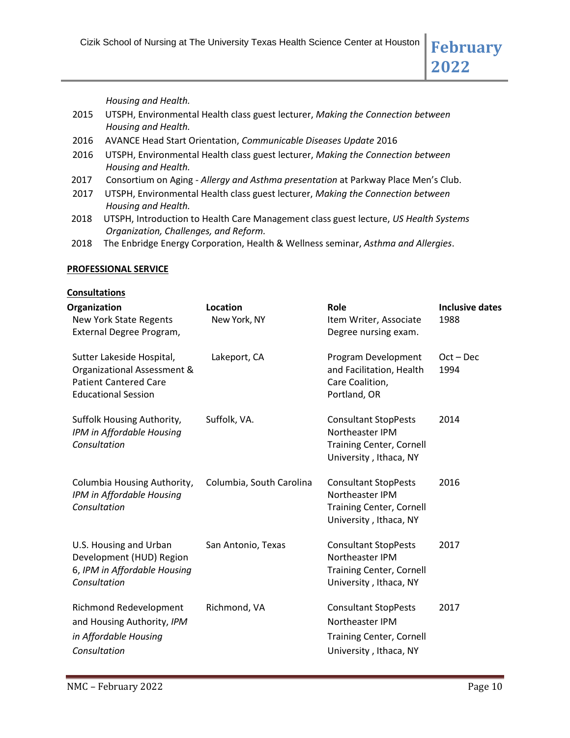*Housing and Health.*

- 2015 UTSPH, Environmental Health class guest lecturer, *Making the Connection between Housing and Health.*
- 2016 AVANCE Head Start Orientation, *Communicable Diseases Update* 2016
- 2016 UTSPH, Environmental Health class guest lecturer, *Making the Connection between Housing and Health.*
- 2017 Consortium on Aging - *Allergy and Asthma presentation* at Parkway Place Men's Club.
- 2017 UTSPH, Environmental Health class guest lecturer, *Making the Connection between Housing and Health.*
- 2018 UTSPH, Introduction to Health Care Management class guest lecture, *US Health Systems Organization, Challenges, and Reform.*
- 2018 The Enbridge Energy Corporation, Health & Wellness seminar, *Asthma and Allergies*.

**PROFESSIONAL SERVICE**

**Consultations**

| Organization | Location | Role | Inclusive dates |
|---|---|---|---|
| New York State Regents External Degree Program, | New York, NY | Item Writer, Associate Degree nursing exam. | 1988 |
| Sutter Lakeside Hospital, Organizational Assessment & Patient Cantered Care Educational Session | Lakeport, CA | Program Development and Facilitation, Health Care Coalition, Portland, OR | Oct – Dec 1994 |
| Suffolk Housing Authority, *IPM in Affordable Housing Consultation* | Suffolk, VA. | Consultant StopPests Northeaster IPM Training Center, Cornell University , Ithaca, NY | 2014 |
| Columbia Housing Authority, *IPM in Affordable Housing Consultation* | Columbia, South Carolina | Consultant StopPests Northeaster IPM Training Center, Cornell University , Ithaca, NY | 2016 |
| U.S. Housing and Urban Development (HUD) Region 6, *IPM in Affordable Housing Consultation* | San Antonio, Texas | Consultant StopPests Northeaster IPM Training Center, Cornell University , Ithaca, NY | 2017 |
| Richmond Redevelopment and Housing Authority, *IPM in Affordable Housing Consultation* | Richmond, VA | Consultant StopPests Northeaster IPM Training Center, Cornell University , Ithaca, NY | 2017 |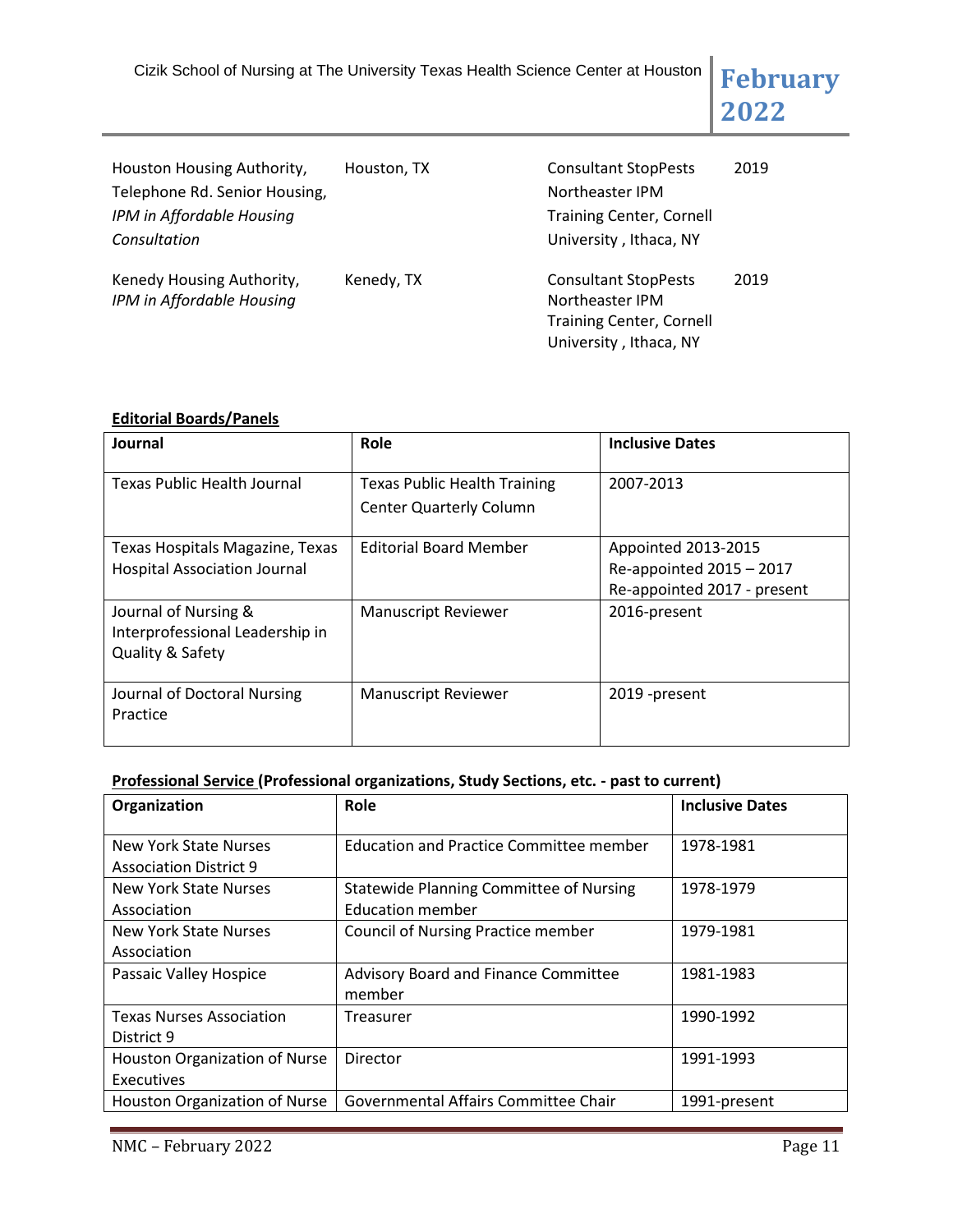| | | | |
|---|---|---|---|
| Houston Housing Authority, Telephone Rd. Senior Housing, *IPM in Affordable Housing Consultation* | Houston, TX | Consultant StopPests Northeaster IPM Training Center, Cornell University , Ithaca, NY | 2019 |
| Kenedy Housing Authority, *IPM in Affordable Housing* | Kenedy, TX | Consultant StopPests Northeaster IPM Training Center, Cornell University , Ithaca, NY | 2019 |

**Editorial Boards/Panels**

| Journal | Role | Inclusive Dates |
|---|---|---|
| Texas Public Health Journal | Texas Public Health Training Center Quarterly Column | 2007-2013 |
| Texas Hospitals Magazine, Texas Hospital Association Journal | Editorial Board Member | Appointed 2013-2015<br>Re-appointed 2015 – 2017<br>Re-appointed 2017 - present |
| Journal of Nursing & Interprofessional Leadership in Quality & Safety | Manuscript Reviewer | 2016-present |
| Journal of Doctoral Nursing Practice | Manuscript Reviewer | 2019 -present |

**Professional Service (Professional organizations, Study Sections, etc. - past to current)**

| Organization | Role | Inclusive Dates |
|---|---|---|
| New York State Nurses Association District 9 | Education and Practice Committee member | 1978-1981 |
| New York State Nurses Association | Statewide Planning Committee of Nursing Education member | 1978-1979 |
| New York State Nurses Association | Council of Nursing Practice member | 1979-1981 |
| Passaic Valley Hospice | Advisory Board and Finance Committee member | 1981-1983 |
| Texas Nurses Association District 9 | Treasurer | 1990-1992 |
| Houston Organization of Nurse Executives | Director | 1991-1993 |
| Houston Organization of Nurse | Governmental Affairs Committee Chair | 1991-present |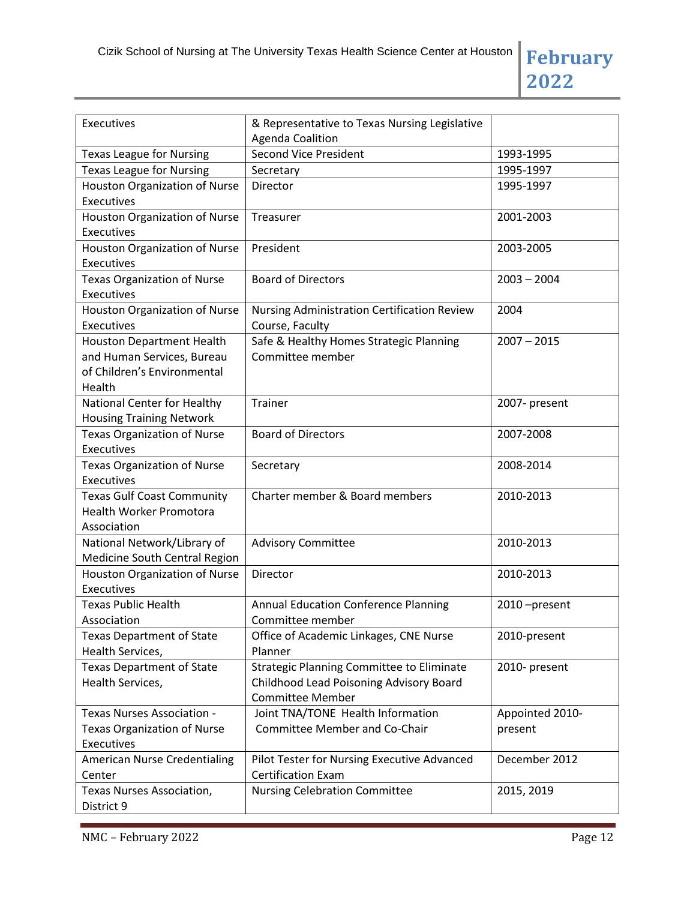| Executives | & Representative to Texas Nursing Legislative Agenda Coalition | |
|---|---|---|
| Texas League for Nursing | Second Vice President | 1993-1995 |
| Texas League for Nursing | Secretary | 1995-1997 |
| Houston Organization of Nurse Executives | Director | 1995-1997 |
| Houston Organization of Nurse Executives | Treasurer | 2001-2003 |
| Houston Organization of Nurse Executives | President | 2003-2005 |
| Texas Organization of Nurse Executives | Board of Directors | 2003 – 2004 |
| Houston Organization of Nurse Executives | Nursing Administration Certification Review Course, Faculty | 2004 |
| Houston Department Health and Human Services, Bureau of Children's Environmental Health | Safe & Healthy Homes Strategic Planning Committee member | 2007 – 2015 |
| National Center for Healthy Housing Training Network | Trainer | 2007- present |
| Texas Organization of Nurse Executives | Board of Directors | 2007-2008 |
| Texas Organization of Nurse Executives | Secretary | 2008-2014 |
| Texas Gulf Coast Community Health Worker Promotora Association | Charter member & Board members | 2010-2013 |
| National Network/Library of Medicine South Central Region | Advisory Committee | 2010-2013 |
| Houston Organization of Nurse Executives | Director | 2010-2013 |
| Texas Public Health Association | Annual Education Conference Planning Committee member | 2010 –present |
| Texas Department of State Health Services, | Office of Academic Linkages, CNE Nurse Planner | 2010-present |
| Texas Department of State Health Services, | Strategic Planning Committee to Eliminate Childhood Lead Poisoning Advisory Board Committee Member | 2010- present |
| Texas Nurses Association - Texas Organization of Nurse Executives | Joint TNA/TONE Health Information Committee Member and Co-Chair | Appointed 2010-present |
| American Nurse Credentialing Center | Pilot Tester for Nursing Executive Advanced Certification Exam | December 2012 |
| Texas Nurses Association, District 9 | Nursing Celebration Committee | 2015, 2019 |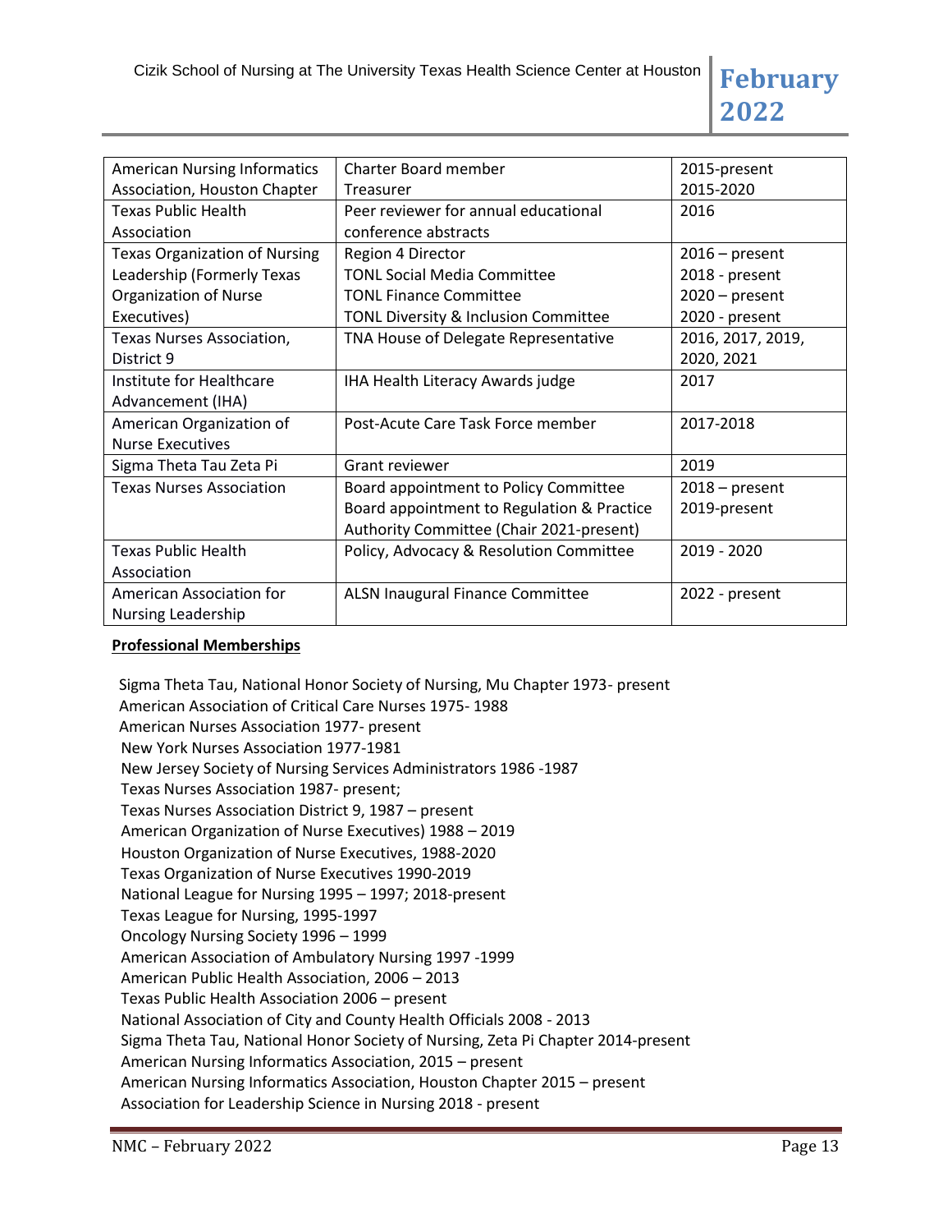| American Nursing Informatics Association, Houston Chapter | Charter Board member<br>Treasurer | 2015-present<br>2015-2020 |
|---|---|---|
| Texas Public Health Association | Peer reviewer for annual educational conference abstracts | 2016 |
| Texas Organization of Nursing Leadership (Formerly Texas Organization of Nurse Executives) | Region 4 Director<br>TONL Social Media Committee<br>TONL Finance Committee<br>TONL Diversity & Inclusion Committee | 2016 – present<br>2018 - present<br>2020 – present<br>2020 - present |
| Texas Nurses Association, District 9 | TNA House of Delegate Representative | 2016, 2017, 2019, 2020, 2021 |
| Institute for Healthcare Advancement (IHA) | IHA Health Literacy Awards judge | 2017 |
| American Organization of Nurse Executives | Post-Acute Care Task Force member | 2017-2018 |
| Sigma Theta Tau Zeta Pi | Grant reviewer | 2019 |
| Texas Nurses Association | Board appointment to Policy Committee<br>Board appointment to Regulation & Practice Authority Committee (Chair 2021-present) | 2018 – present<br>2019-present |
| Texas Public Health Association | Policy, Advocacy & Resolution Committee | 2019 - 2020 |
| American Association for Nursing Leadership | ALSN Inaugural Finance Committee | 2022 - present |

**Professional Memberships**

Sigma Theta Tau, National Honor Society of Nursing, Mu Chapter 1973- present
American Association of Critical Care Nurses 1975- 1988
American Nurses Association 1977- present
New York Nurses Association 1977-1981
New Jersey Society of Nursing Services Administrators 1986 -1987
Texas Nurses Association 1987- present;
Texas Nurses Association District 9, 1987 – present
American Organization of Nurse Executives) 1988 – 2019
Houston Organization of Nurse Executives, 1988-2020
Texas Organization of Nurse Executives 1990-2019
National League for Nursing 1995 – 1997; 2018-present
Texas League for Nursing, 1995-1997
Oncology Nursing Society 1996 – 1999
American Association of Ambulatory Nursing 1997 -1999
American Public Health Association, 2006 – 2013
Texas Public Health Association 2006 – present
National Association of City and County Health Officials 2008 - 2013
Sigma Theta Tau, National Honor Society of Nursing, Zeta Pi Chapter 2014-present
American Nursing Informatics Association, 2015 – present
American Nursing Informatics Association, Houston Chapter 2015 – present
Association for Leadership Science in Nursing 2018 - present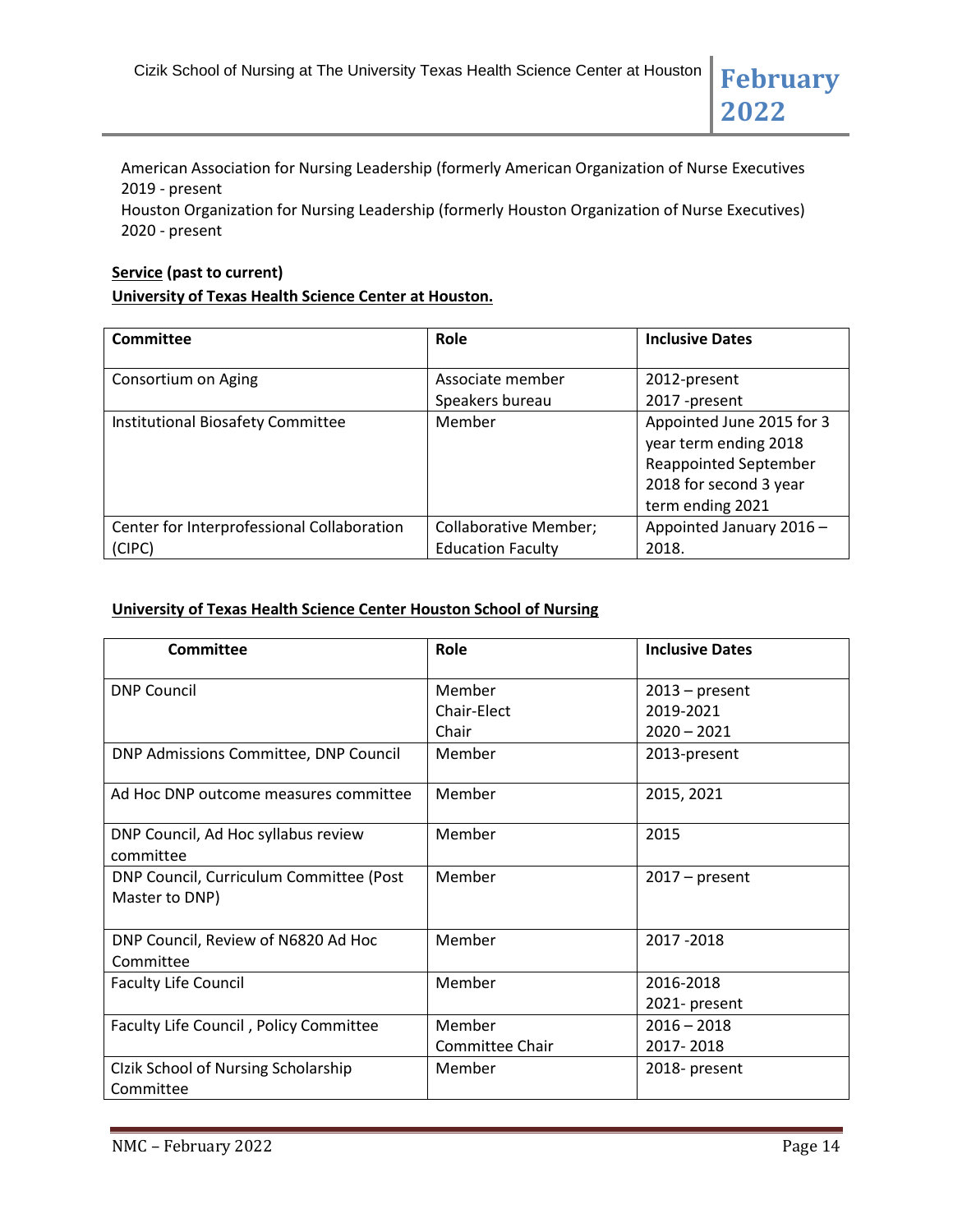American Association for Nursing Leadership (formerly American Organization of Nurse Executives
2019 - present
Houston Organization for Nursing Leadership (formerly Houston Organization of Nurse Executives)
2020 - present

**Service (past to current)**

**University of Texas Health Science Center at Houston.**

| Committee | Role | Inclusive Dates |
|---|---|---|
| Consortium on Aging | Associate member<br>Speakers bureau | 2012-present<br>2017 -present |
| Institutional Biosafety Committee | Member | Appointed June 2015 for 3 year term ending 2018 Reappointed September 2018 for second 3 year term ending 2021 |
| Center for Interprofessional Collaboration (CIPC) | Collaborative Member; Education Faculty | Appointed January 2016 – 2018. |

**University of Texas Health Science Center Houston School of Nursing**

| Committee | Role | Inclusive Dates |
|---|---|---|
| DNP Council | Member<br>Chair-Elect<br>Chair | 2013 – present<br>2019-2021<br>2020 – 2021 |
| DNP Admissions Committee, DNP Council | Member | 2013-present |
| Ad Hoc DNP outcome measures committee | Member | 2015, 2021 |
| DNP Council, Ad Hoc syllabus review committee | Member | 2015 |
| DNP Council, Curriculum Committee (Post Master to DNP) | Member | 2017 – present |
| DNP Council, Review of N6820 Ad Hoc Committee | Member | 2017 -2018 |
| Faculty Life Council | Member | 2016-2018<br>2021- present |
| Faculty Life Council , Policy Committee | Member<br>Committee Chair | 2016 – 2018<br>2017- 2018 |
| CIzik School of Nursing Scholarship Committee | Member | 2018- present |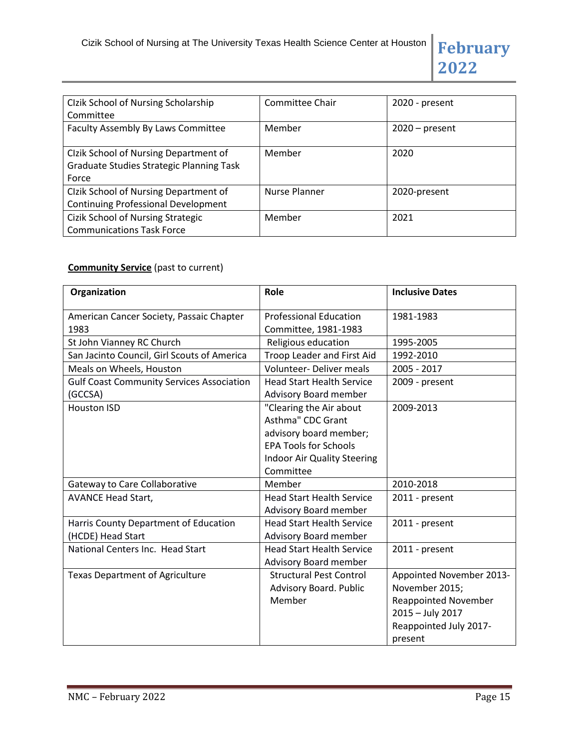| | | |
|---|---|---|
| CIzik School of Nursing Scholarship Committee | Committee Chair | 2020 - present |
| Faculty Assembly By Laws Committee | Member | 2020 – present |
| CIzik School of Nursing Department of Graduate Studies Strategic Planning Task Force | Member | 2020 |
| CIzik School of Nursing Department of Continuing Professional Development | Nurse Planner | 2020-present |
| Cizik School of Nursing Strategic Communications Task Force | Member | 2021 |

**<u>Community Service</u>** (past to current)

| Organization | Role | Inclusive Dates |
|---|---|---|
| American Cancer Society, Passaic Chapter 1983 | Professional Education Committee, 1981-1983 | 1981-1983 |
| St John Vianney RC Church | Religious education | 1995-2005 |
| San Jacinto Council, Girl Scouts of America | Troop Leader and First Aid | 1992-2010 |
| Meals on Wheels, Houston | Volunteer- Deliver meals | 2005 - 2017 |
| Gulf Coast Community Services Association (GCCSA) | Head Start Health Service Advisory Board member | 2009 - present |
| Houston ISD | "Clearing the Air about Asthma" CDC Grant advisory board member; EPA Tools for Schools Indoor Air Quality Steering Committee | 2009-2013 |
| Gateway to Care Collaborative | Member | 2010-2018 |
| AVANCE Head Start, | Head Start Health Service Advisory Board member | 2011 - present |
| Harris County Department of Education (HCDE) Head Start | Head Start Health Service Advisory Board member | 2011 - present |
| National Centers Inc. Head Start | Head Start Health Service Advisory Board member | 2011 - present |
| Texas Department of Agriculture | Structural Pest Control Advisory Board. Public Member | Appointed November 2013-November 2015; Reappointed November 2015 – July 2017 Reappointed July 2017-present |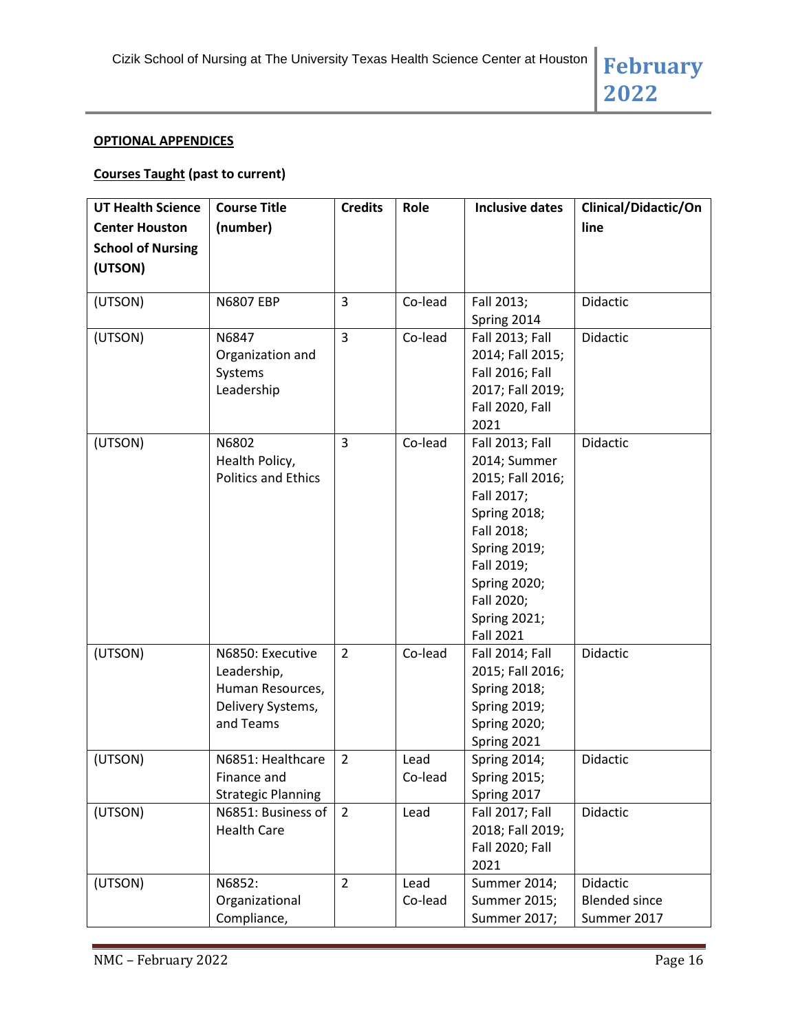**OPTIONAL APPENDICES**

**Courses Taught (past to current)**

| UT Health Science Center Houston School of Nursing (UTSON) | Course Title (number) | Credits | Role | Inclusive dates | Clinical/Didactic/Online |
|---|---|---|---|---|---|
| (UTSON) | N6807 EBP | 3 | Co-lead | Fall 2013; Spring 2014 | Didactic |
| (UTSON) | N6847 Organization and Systems Leadership | 3 | Co-lead | Fall 2013; Fall 2014; Fall 2015; Fall 2016; Fall 2017; Fall 2019; Fall 2020, Fall 2021 | Didactic |
| (UTSON) | N6802 Health Policy, Politics and Ethics | 3 | Co-lead | Fall 2013; Fall 2014; Summer 2015; Fall 2016; Fall 2017; Spring 2018; Fall 2018; Spring 2019; Fall 2019; Spring 2020; Fall 2020; Spring 2021; Fall 2021 | Didactic |
| (UTSON) | N6850: Executive Leadership, Human Resources, Delivery Systems, and Teams | 2 | Co-lead | Fall 2014; Fall 2015; Fall 2016; Spring 2018; Spring 2019; Spring 2020; Spring 2021 | Didactic |
| (UTSON) | N6851: Healthcare Finance and Strategic Planning | 2 | Lead Co-lead | Spring 2014; Spring 2015; Spring 2017 | Didactic |
| (UTSON) | N6851: Business of Health Care | 2 | Lead | Fall 2017; Fall 2018; Fall 2019; Fall 2020; Fall 2021 | Didactic |
| (UTSON) | N6852: Organizational Compliance, | 2 | Lead Co-lead | Summer 2014; Summer 2015; Summer 2017; | Didactic Blended since Summer 2017 |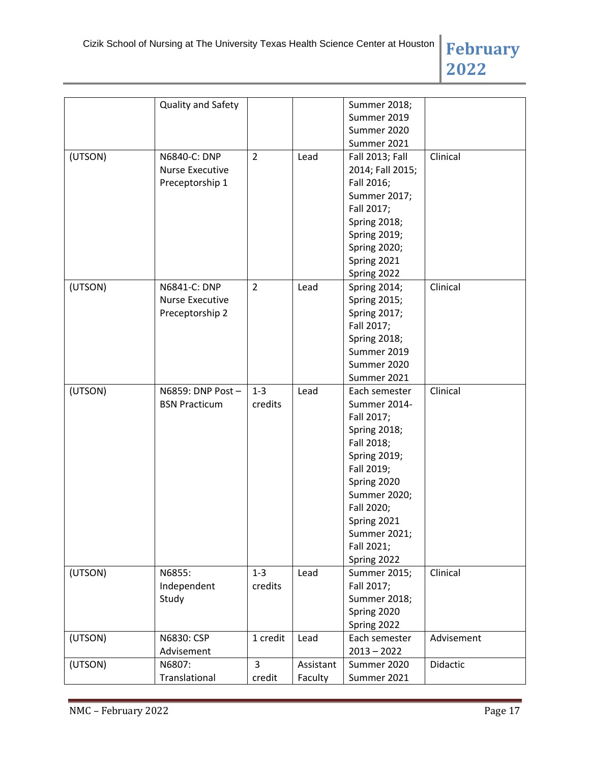|  | Quality and Safety |  |  | Summer 2018; Summer 2019 Summer 2020 Summer 2021 |  |
|---|---|---|---|---|---|
| (UTSON) | N6840-C: DNP Nurse Executive Preceptorship 1 | 2 | Lead | Fall 2013; Fall 2014; Fall 2015; Fall 2016; Summer 2017; Fall 2017; Spring 2018; Spring 2019; Spring 2020; Spring 2021 Spring 2022 | Clinical |
| (UTSON) | N6841-C: DNP Nurse Executive Preceptorship 2 | 2 | Lead | Spring 2014; Spring 2015; Spring 2017; Fall 2017; Spring 2018; Summer 2019 Summer 2020 Summer 2021 | Clinical |
| (UTSON) | N6859: DNP Post – BSN Practicum | 1-3 credits | Lead | Each semester Summer 2014- Fall 2017; Spring 2018; Fall 2018; Spring 2019; Fall 2019; Spring 2020 Summer 2020; Fall 2020; Spring 2021 Summer 2021; Fall 2021; Spring 2022 | Clinical |
| (UTSON) | N6855: Independent Study | 1-3 credits | Lead | Summer 2015; Fall 2017; Summer 2018; Spring 2020 Spring 2022 | Clinical |
| (UTSON) | N6830: CSP Advisement | 1 credit | Lead | Each semester 2013 – 2022 | Advisement |
| (UTSON) | N6807: Translational | 3 credit | Assistant Faculty | Summer 2020 Summer 2021 | Didactic |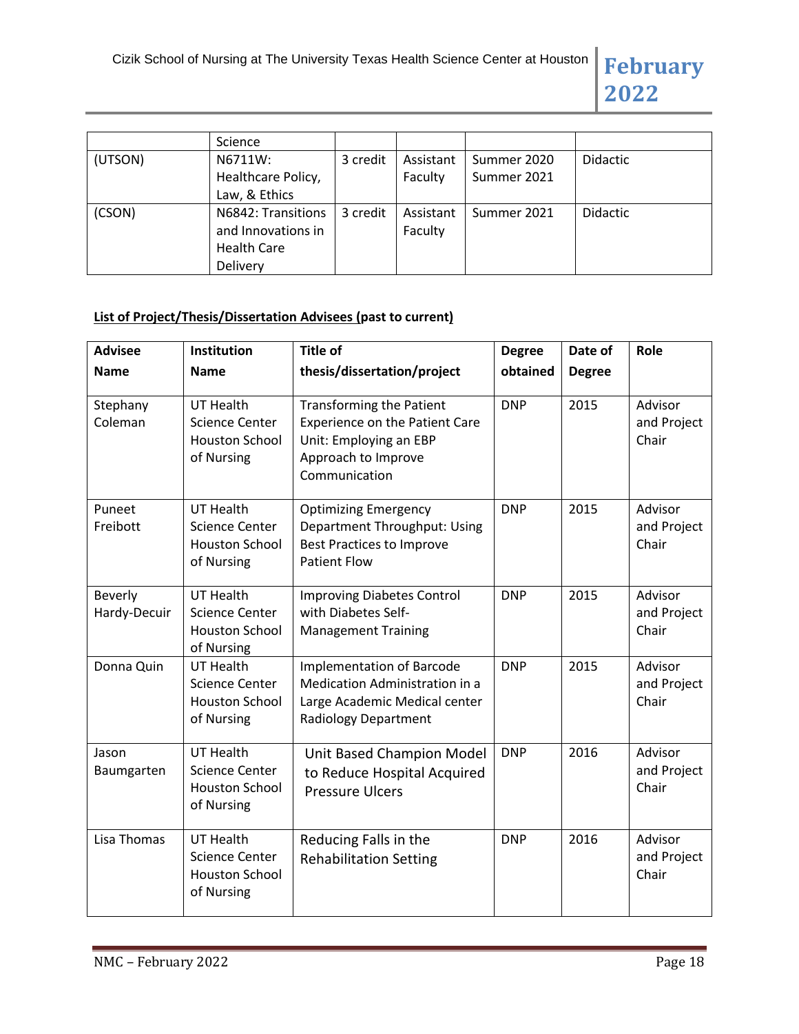| | Science | | | | |
|---|---|---|---|---|---|
| (UTSON) | N6711W: Healthcare Policy, Law, & Ethics | 3 credit | Assistant Faculty | Summer 2020 Summer 2021 | Didactic |
| (CSON) | N6842: Transitions and Innovations in Health Care Delivery | 3 credit | Assistant Faculty | Summer 2021 | Didactic |

**List of Project/Thesis/Dissertation Advisees (past to current)**

| Advisee Name | Institution Name | Title of thesis/dissertation/project | Degree obtained | Date of Degree | Role |
|---|---|---|---|---|---|
| Stephany Coleman | UT Health Science Center Houston School of Nursing | Transforming the Patient Experience on the Patient Care Unit: Employing an EBP Approach to Improve Communication | DNP | 2015 | Advisor and Project Chair |
| Puneet Freibott | UT Health Science Center Houston School of Nursing | Optimizing Emergency Department Throughput: Using Best Practices to Improve Patient Flow | DNP | 2015 | Advisor and Project Chair |
| Beverly Hardy-Decuir | UT Health Science Center Houston School of Nursing | Improving Diabetes Control with Diabetes Self-Management Training | DNP | 2015 | Advisor and Project Chair |
| Donna Quin | UT Health Science Center Houston School of Nursing | Implementation of Barcode Medication Administration in a Large Academic Medical center Radiology Department | DNP | 2015 | Advisor and Project Chair |
| Jason Baumgarten | UT Health Science Center Houston School of Nursing | Unit Based Champion Model to Reduce Hospital Acquired Pressure Ulcers | DNP | 2016 | Advisor and Project Chair |
| Lisa Thomas | UT Health Science Center Houston School of Nursing | Reducing Falls in the Rehabilitation Setting | DNP | 2016 | Advisor and Project Chair |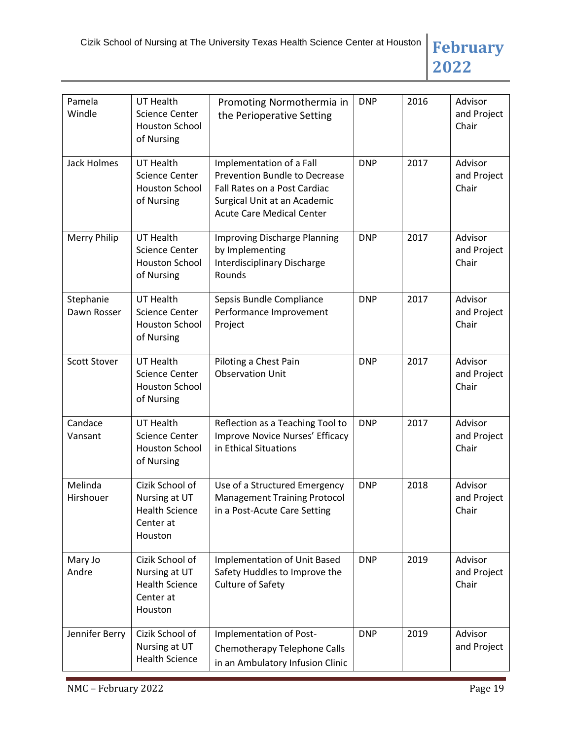| Pamela Windle | UT Health Science Center Houston School of Nursing | Promoting Normothermia in the Perioperative Setting | DNP | 2016 | Advisor and Project Chair |
|---|---|---|---|---|---|
| Jack Holmes | UT Health Science Center Houston School of Nursing | Implementation of a Fall Prevention Bundle to Decrease Fall Rates on a Post Cardiac Surgical Unit at an Academic Acute Care Medical Center | DNP | 2017 | Advisor and Project Chair |
| Merry Philip | UT Health Science Center Houston School of Nursing | Improving Discharge Planning by Implementing Interdisciplinary Discharge Rounds | DNP | 2017 | Advisor and Project Chair |
| Stephanie Dawn Rosser | UT Health Science Center Houston School of Nursing | Sepsis Bundle Compliance Performance Improvement Project | DNP | 2017 | Advisor and Project Chair |
| Scott Stover | UT Health Science Center Houston School of Nursing | Piloting a Chest Pain Observation Unit | DNP | 2017 | Advisor and Project Chair |
| Candace Vansant | UT Health Science Center Houston School of Nursing | Reflection as a Teaching Tool to Improve Novice Nurses' Efficacy in Ethical Situations | DNP | 2017 | Advisor and Project Chair |
| Melinda Hirshouer | Cizik School of Nursing at UT Health Science Center at Houston | Use of a Structured Emergency Management Training Protocol in a Post-Acute Care Setting | DNP | 2018 | Advisor and Project Chair |
| Mary Jo Andre | Cizik School of Nursing at UT Health Science Center at Houston | Implementation of Unit Based Safety Huddles to Improve the Culture of Safety | DNP | 2019 | Advisor and Project Chair |
| Jennifer Berry | Cizik School of Nursing at UT Health Science | Implementation of Post-Chemotherapy Telephone Calls in an Ambulatory Infusion Clinic | DNP | 2019 | Advisor and Project |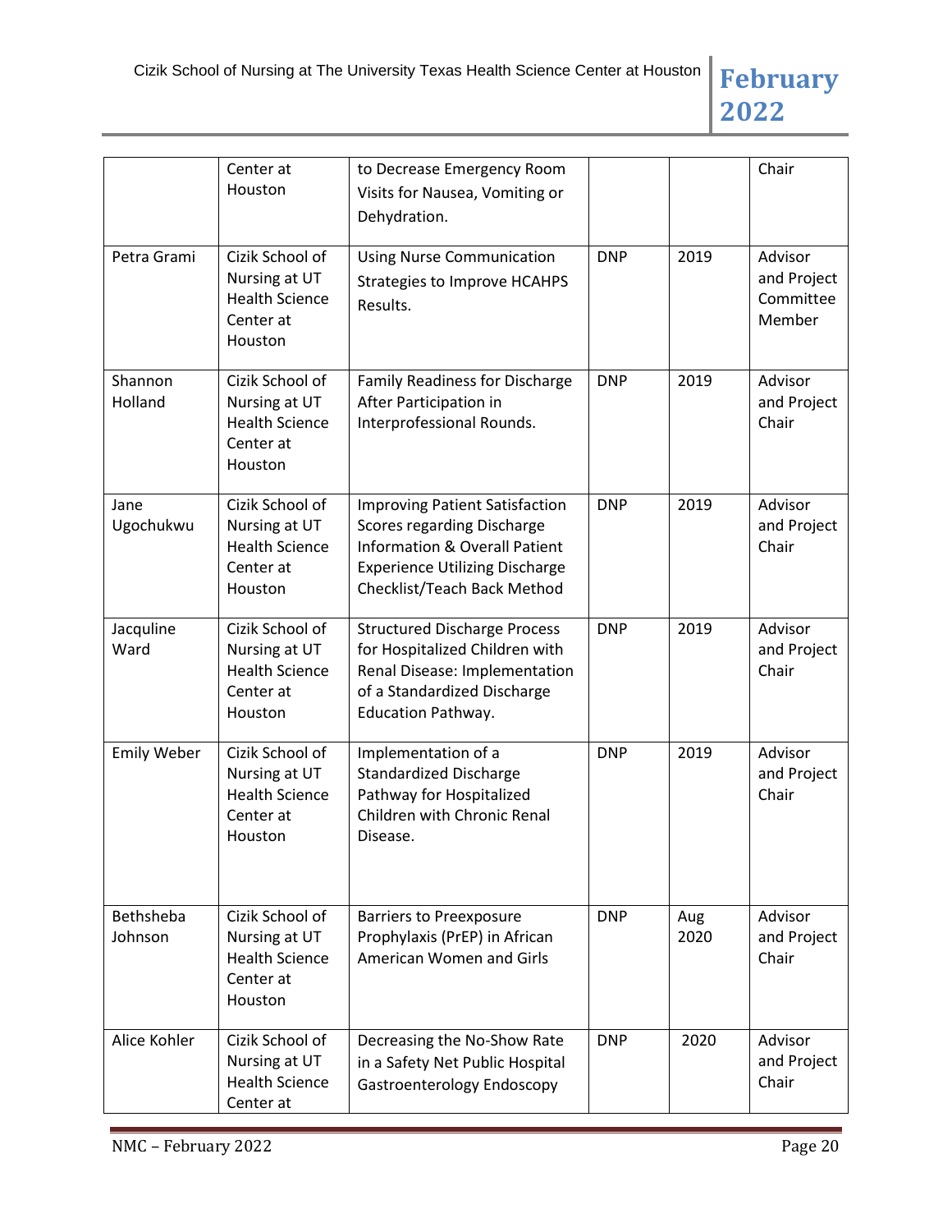| | | | | | |
|---|---|---|---|---|---|
| | Center at Houston | to Decrease Emergency Room Visits for Nausea, Vomiting or Dehydration. | | | Chair |
| Petra Grami | Cizik School of Nursing at UT Health Science Center at Houston | Using Nurse Communication Strategies to Improve HCAHPS Results. | DNP | 2019 | Advisor and Project Committee Member |
| Shannon Holland | Cizik School of Nursing at UT Health Science Center at Houston | Family Readiness for Discharge After Participation in Interprofessional Rounds. | DNP | 2019 | Advisor and Project Chair |
| Jane Ugochukwu | Cizik School of Nursing at UT Health Science Center at Houston | Improving Patient Satisfaction Scores regarding Discharge Information & Overall Patient Experience Utilizing Discharge Checklist/Teach Back Method | DNP | 2019 | Advisor and Project Chair |
| Jacquline Ward | Cizik School of Nursing at UT Health Science Center at Houston | Structured Discharge Process for Hospitalized Children with Renal Disease: Implementation of a Standardized Discharge Education Pathway. | DNP | 2019 | Advisor and Project Chair |
| Emily Weber | Cizik School of Nursing at UT Health Science Center at Houston | Implementation of a Standardized Discharge Pathway for Hospitalized Children with Chronic Renal Disease. | DNP | 2019 | Advisor and Project Chair |
| Bethsheba Johnson | Cizik School of Nursing at UT Health Science Center at Houston | Barriers to Preexposure Prophylaxis (PrEP) in African American Women and Girls | DNP | Aug 2020 | Advisor and Project Chair |
| Alice Kohler | Cizik School of Nursing at UT Health Science Center at | Decreasing the No-Show Rate in a Safety Net Public Hospital Gastroenterology Endoscopy | DNP | 2020 | Advisor and Project Chair |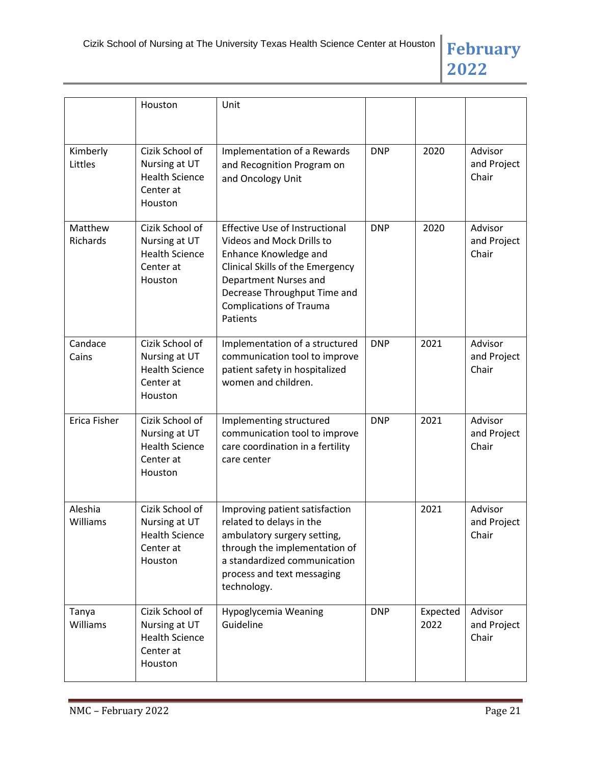| | | | | | |
|---|---|---|---|---|---|
| | Houston | Unit | | | |
| Kimberly Littles | Cizik School of Nursing at UT Health Science Center at Houston | Implementation of a Rewards and Recognition Program on and Oncology Unit | DNP | 2020 | Advisor and Project Chair |
| Matthew Richards | Cizik School of Nursing at UT Health Science Center at Houston | Effective Use of Instructional Videos and Mock Drills to Enhance Knowledge and Clinical Skills of the Emergency Department Nurses and Decrease Throughput Time and Complications of Trauma Patients | DNP | 2020 | Advisor and Project Chair |
| Candace Cains | Cizik School of Nursing at UT Health Science Center at Houston | Implementation of a structured communication tool to improve patient safety in hospitalized women and children. | DNP | 2021 | Advisor and Project Chair |
| Erica Fisher | Cizik School of Nursing at UT Health Science Center at Houston | Implementing structured communication tool to improve care coordination in a fertility care center | DNP | 2021 | Advisor and Project Chair |
| Aleshia Williams | Cizik School of Nursing at UT Health Science Center at Houston | Improving patient satisfaction related to delays in the ambulatory surgery setting, through the implementation of a standardized communication process and text messaging technology. | | 2021 | Advisor and Project Chair |
| Tanya Williams | Cizik School of Nursing at UT Health Science Center at Houston | Hypoglycemia Weaning Guideline | DNP | Expected 2022 | Advisor and Project Chair |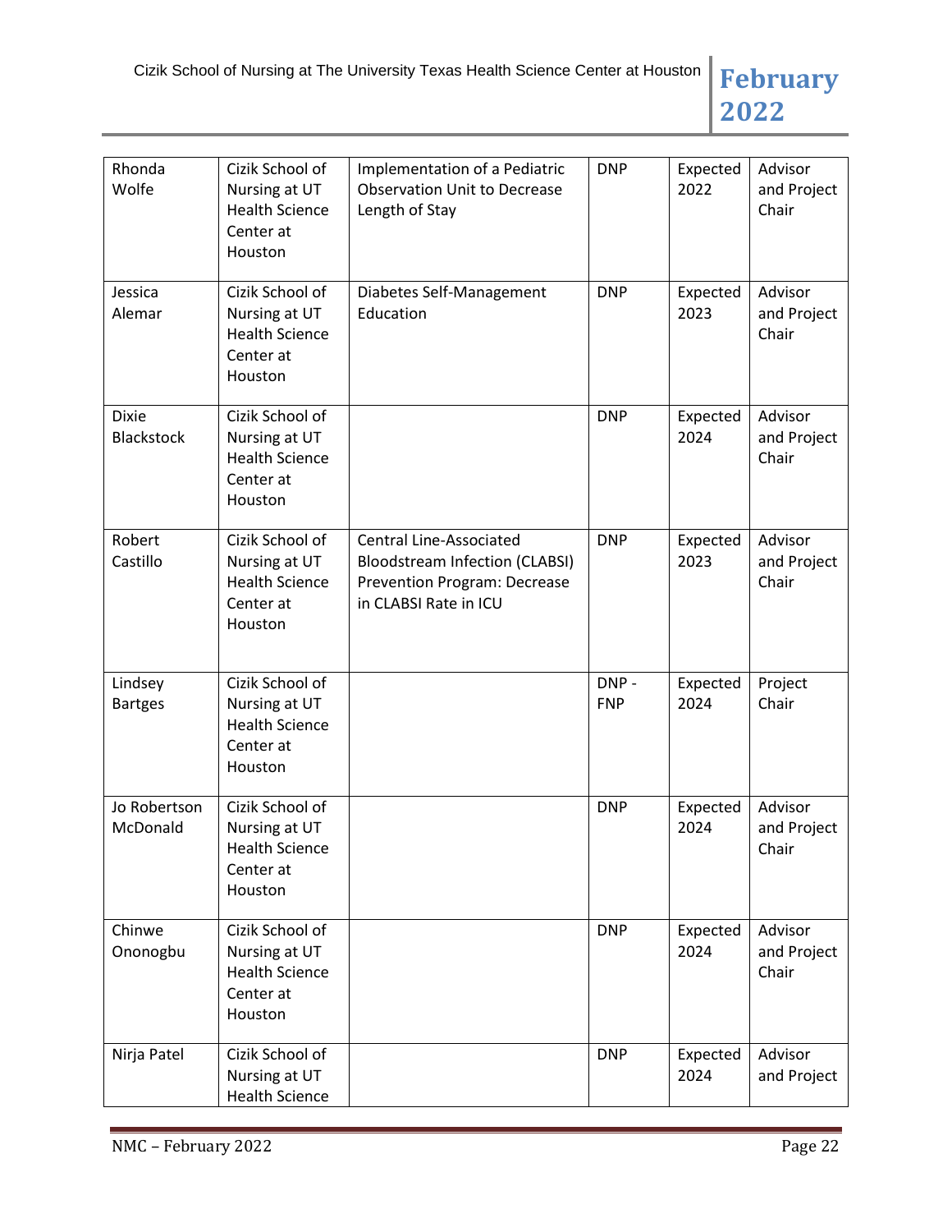| | | | | | |
|---|---|---|---|---|---|
| Rhonda Wolfe | Cizik School of Nursing at UT Health Science Center at Houston | Implementation of a Pediatric Observation Unit to Decrease Length of Stay | DNP | Expected 2022 | Advisor and Project Chair |
| Jessica Alemar | Cizik School of Nursing at UT Health Science Center at Houston | Diabetes Self-Management Education | DNP | Expected 2023 | Advisor and Project Chair |
| Dixie Blackstock | Cizik School of Nursing at UT Health Science Center at Houston | | DNP | Expected 2024 | Advisor and Project Chair |
| Robert Castillo | Cizik School of Nursing at UT Health Science Center at Houston | Central Line-Associated Bloodstream Infection (CLABSI) Prevention Program: Decrease in CLABSI Rate in ICU | DNP | Expected 2023 | Advisor and Project Chair |
| Lindsey Bartges | Cizik School of Nursing at UT Health Science Center at Houston | | DNP - FNP | Expected 2024 | Project Chair |
| Jo Robertson McDonald | Cizik School of Nursing at UT Health Science Center at Houston | | DNP | Expected 2024 | Advisor and Project Chair |
| Chinwe Ononogbu | Cizik School of Nursing at UT Health Science Center at Houston | | DNP | Expected 2024 | Advisor and Project Chair |
| Nirja Patel | Cizik School of Nursing at UT Health Science | | DNP | Expected 2024 | Advisor and Project |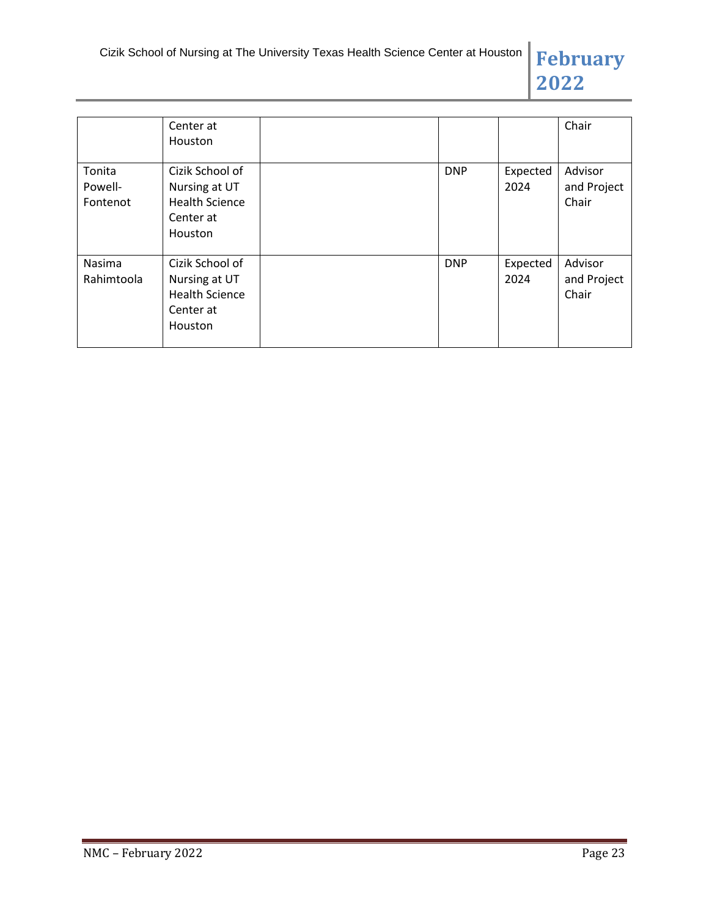| | | | | | |
|---|---|---|---|---|---|
| | Center at Houston | | | | Chair |
| Tonita Powell-Fontenot | Cizik School of Nursing at UT Health Science Center at Houston | | DNP | Expected 2024 | Advisor and Project Chair |
| Nasima Rahimtoola | Cizik School of Nursing at UT Health Science Center at Houston | | DNP | Expected 2024 | Advisor and Project Chair |